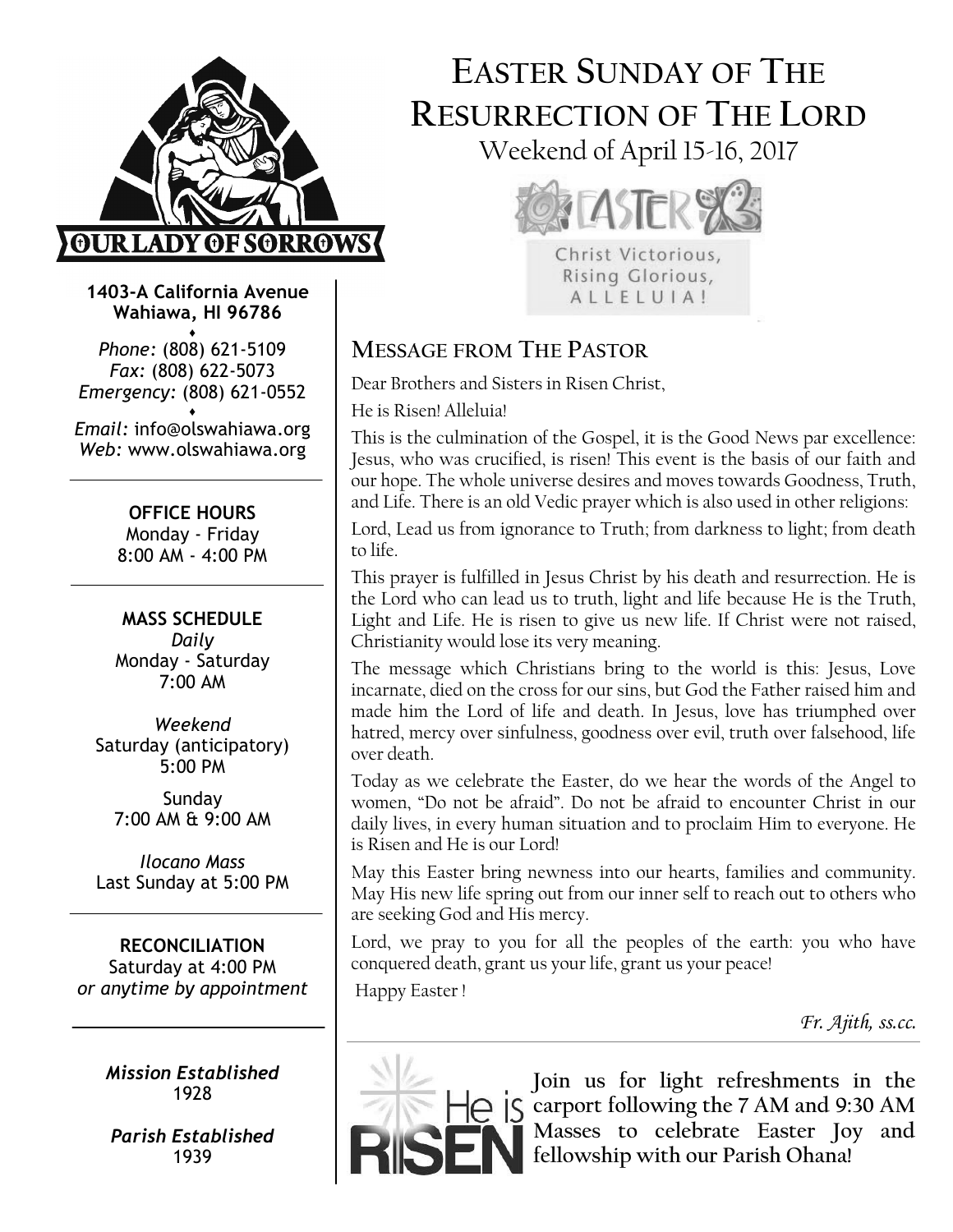# Easter Sunday of The Resurrection of The Lord

Weekend of April 15-16, 2017

Christ Victorious, Rising Glorious, ALLELUIA!

**OUR LADY OF SORROWS**

**1403-A California Avenue**
**Wahiawa, HI 96786**

*Phone:* (808) 621-5109
*Fax:* (808) 622-5073
*Emergency:* (808) 621-0552

*Email:* info@olswahiawa.org
*Web:* www.olswahiawa.org

**OFFICE HOURS**
Monday - Friday
8:00 AM - 4:00 PM

**MASS SCHEDULE**

*Daily*
Monday - Saturday
7:00 AM

*Weekend*
Saturday (anticipatory)
5:00 PM

Sunday
7:00 AM & 9:00 AM

*Ilocano Mass*
Last Sunday at 5:00 PM

**RECONCILIATION**
Saturday at 4:00 PM
*or anytime by appointment*

*Mission Established*
1928

*Parish Established*
1939

## Message from The Pastor

Dear Brothers and Sisters in Risen Christ,

He is Risen! Alleluia!

This is the culmination of the Gospel, it is the Good News par excellence: Jesus, who was crucified, is risen! This event is the basis of our faith and our hope. The whole universe desires and moves towards Goodness, Truth, and Life. There is an old Vedic prayer which is also used in other religions:

Lord, Lead us from ignorance to Truth; from darkness to light; from death to life.

This prayer is fulfilled in Jesus Christ by his death and resurrection. He is the Lord who can lead us to truth, light and life because He is the Truth, Light and Life. He is risen to give us new life. If Christ were not raised, Christianity would lose its very meaning.

The message which Christians bring to the world is this: Jesus, Love incarnate, died on the cross for our sins, but God the Father raised him and made him the Lord of life and death. In Jesus, love has triumphed over hatred, mercy over sinfulness, goodness over evil, truth over falsehood, life over death.

Today as we celebrate the Easter, do we hear the words of the Angel to women, "Do not be afraid". Do not be afraid to encounter Christ in our daily lives, in every human situation and to proclaim Him to everyone. He is Risen and He is our Lord!

May this Easter bring newness into our hearts, families and community. May His new life spring out from our inner self to reach out to others who are seeking God and His mercy.

Lord, we pray to you for all the peoples of the earth: you who have conquered death, grant us your life, grant us your peace!

Happy Easter !

*Fr. Ajith, ss.cc.*

He is RISEN

**Join us for light refreshments in the carport following the 7 AM and 9:30 AM Masses to celebrate Easter Joy and fellowship with our Parish Ohana!**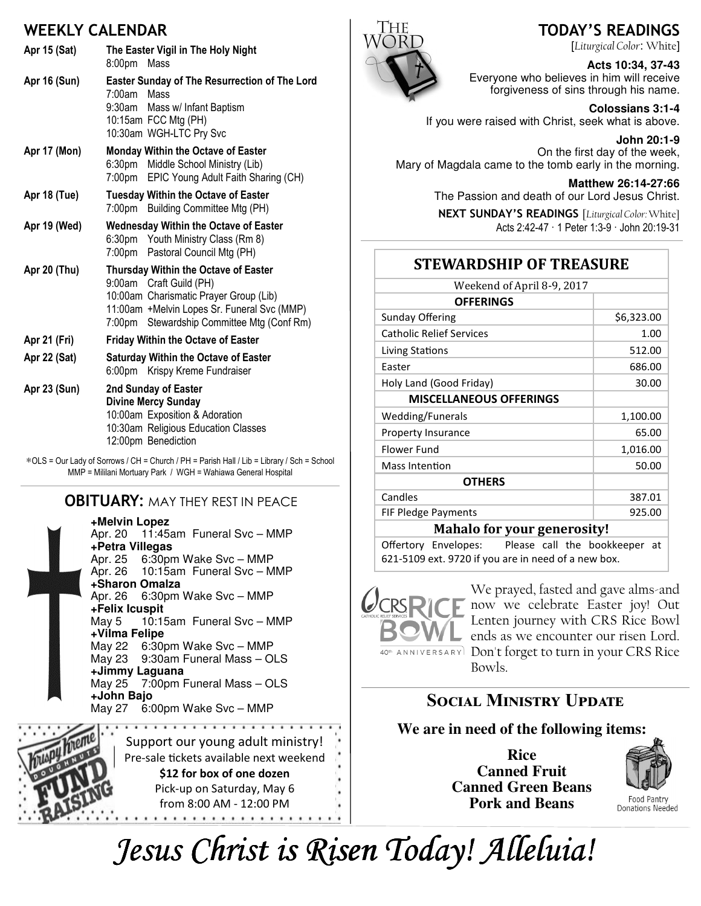## WEEKLY CALENDAR

**Apr 15 (Sat)** — **The Easter Vigil in The Holy Night**
- 8:00pm Mass

**Apr 16 (Sun)** — **Easter Sunday of The Resurrection of The Lord**
- 7:00am Mass
- 9:30am Mass w/ Infant Baptism
- 10:15am FCC Mtg (PH)
- 10:30am WGH-LTC Pry Svc

**Apr 17 (Mon)** — **Monday Within the Octave of Easter**
- 6:30pm Middle School Ministry (Lib)
- 7:00pm EPIC Young Adult Faith Sharing (CH)

**Apr 18 (Tue)** — **Tuesday Within the Octave of Easter**
- 7:00pm Building Committee Mtg (PH)

**Apr 19 (Wed)** — **Wednesday Within the Octave of Easter**
- 6:30pm Youth Ministry Class (Rm 8)
- 7:00pm Pastoral Council Mtg (PH)

**Apr 20 (Thu)** — **Thursday Within the Octave of Easter**
- 9:00am Craft Guild (PH)
- 10:00am Charismatic Prayer Group (Lib)
- 11:00am +Melvin Lopes Sr. Funeral Svc (MMP)
- 7:00pm Stewardship Committee Mtg (Conf Rm)

**Apr 21 (Fri)** — **Friday Within the Octave of Easter**

**Apr 22 (Sat)** — **Saturday Within the Octave of Easter**
- 6:00pm Krispy Kreme Fundraiser

**Apr 23 (Sun)** — **2nd Sunday of Easter Divine Mercy Sunday**
- 10:00am Exposition & Adoration
- 10:30am Religious Education Classes
- 12:00pm Benediction

*OLS = Our Lady of Sorrows / CH = Church / PH = Parish Hall / Lib = Library / Sch = School
MMP = Mililani Mortuary Park / WGH = Wahiawa General Hospital

## OBITUARY: MAY THEY REST IN PEACE

**+Melvin Lopez**
Apr. 20 11:45am Funeral Svc – MMP

**+Petra Villegas**
Apr. 25 6:30pm Wake Svc – MMP
Apr. 26 10:15am Funeral Svc – MMP

**+Sharon Omalza**
Apr. 26 6:30pm Wake Svc – MMP

**+Felix Icuspit**
May 5 10:15am Funeral Svc – MMP

**+Vilma Felipe**
May 22 6:30pm Wake Svc – MMP
May 23 9:30am Funeral Mass – OLS

**+Jimmy Laguana**
May 25 7:00pm Funeral Mass – OLS

**+John Bajo**
May 27 6:00pm Wake Svc – MMP

Krispy Kreme Doughnuts FUND RAISING

Support our young adult ministry!
Pre-sale tickets available next weekend
**$12 for box of one dozen**
Pick-up on Saturday, May 6
from 8:00 AM - 12:00 PM

## TODAY'S READINGS

[*Liturgical Color*: White]

**Acts 10:34, 37-43**
Everyone who believes in him will receive forgiveness of sins through his name.

**Colossians 3:1-4**
If you were raised with Christ, seek what is above.

**John 20:1-9**
On the first day of the week, Mary of Magdala came to the tomb early in the morning.

**Matthew 26:14-27:66**
The Passion and death of our Lord Jesus Christ.

**NEXT SUNDAY'S READINGS** [*Liturgical Color:* White]
Acts 2:42-47 · 1 Peter 1:3-9 · John 20:19-31

## STEWARDSHIP OF TREASURE

| Weekend of April 8-9, 2017 | |
|---|---|
| **OFFERINGS** | |
| Sunday Offering | $6,323.00 |
| Catholic Relief Services | 1.00 |
| Living Stations | 512.00 |
| Easter | 686.00 |
| Holy Land (Good Friday) | 30.00 |
| **MISCELLANEOUS OFFERINGS** | |
| Wedding/Funerals | 1,100.00 |
| Property Insurance | 65.00 |
| Flower Fund | 1,016.00 |
| Mass Intention | 50.00 |
| **OTHERS** | |
| Candles | 387.01 |
| FIF Pledge Payments | 925.00 |

**Mahalo for your generosity!**

Offertory Envelopes: Please call the bookkeeper at 621-5109 ext. 9720 if you are in need of a new box.

CRS RICE BOWL — 40th ANNIVERSARY

We prayed, fasted and gave alms-and now we celebrate Easter joy! Out Lenten journey with CRS Rice Bowl ends as we encounter our risen Lord. Don't forget to turn in your CRS Rice Bowls.

## SOCIAL MINISTRY UPDATE

**We are in need of the following items:**

**Rice**
**Canned Fruit**
**Canned Green Beans**
**Pork and Beans**

Food Pantry Donations Needed

# *Jesus Christ is Risen Today! Alleluia!*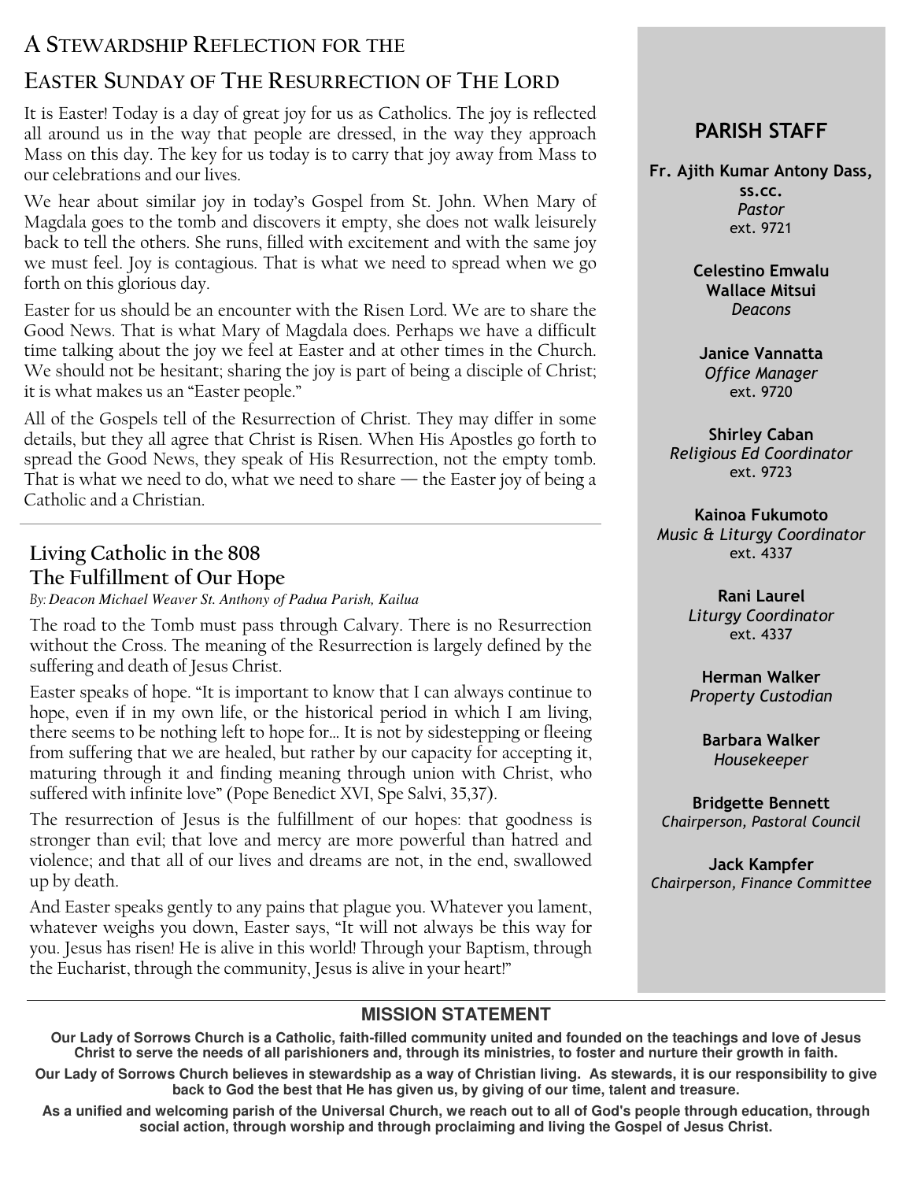# A Stewardship Reflection for the Easter Sunday of The Resurrection of The Lord

It is Easter! Today is a day of great joy for us as Catholics. The joy is reflected all around us in the way that people are dressed, in the way they approach Mass on this day. The key for us today is to carry that joy away from Mass to our celebrations and our lives.

We hear about similar joy in today's Gospel from St. John. When Mary of Magdala goes to the tomb and discovers it empty, she does not walk leisurely back to tell the others. She runs, filled with excitement and with the same joy we must feel. Joy is contagious. That is what we need to spread when we go forth on this glorious day.

Easter for us should be an encounter with the Risen Lord. We are to share the Good News. That is what Mary of Magdala does. Perhaps we have a difficult time talking about the joy we feel at Easter and at other times in the Church. We should not be hesitant; sharing the joy is part of being a disciple of Christ; it is what makes us an "Easter people."

All of the Gospels tell of the Resurrection of Christ. They may differ in some details, but they all agree that Christ is Risen. When His Apostles go forth to spread the Good News, they speak of His Resurrection, not the empty tomb. That is what we need to do, what we need to share — the Easter joy of being a Catholic and a Christian.

## Living Catholic in the 808
## The Fulfillment of Our Hope

*By: Deacon Michael Weaver St. Anthony of Padua Parish, Kailua*

The road to the Tomb must pass through Calvary. There is no Resurrection without the Cross. The meaning of the Resurrection is largely defined by the suffering and death of Jesus Christ.

Easter speaks of hope. "It is important to know that I can always continue to hope, even if in my own life, or the historical period in which I am living, there seems to be nothing left to hope for… It is not by sidestepping or fleeing from suffering that we are healed, but rather by our capacity for accepting it, maturing through it and finding meaning through union with Christ, who suffered with infinite love" (Pope Benedict XVI, Spe Salvi, 35,37).

The resurrection of Jesus is the fulfillment of our hopes: that goodness is stronger than evil; that love and mercy are more powerful than hatred and violence; and that all of our lives and dreams are not, in the end, swallowed up by death.

And Easter speaks gently to any pains that plague you. Whatever you lament, whatever weighs you down, Easter says, "It will not always be this way for you. Jesus has risen! He is alive in this world! Through your Baptism, through the Eucharist, through the community, Jesus is alive in your heart!"

## PARISH STAFF

**Fr. Ajith Kumar Antony Dass, ss.cc.**
*Pastor*
ext. 9721

**Celestino Emwalu**
**Wallace Mitsui**
*Deacons*

**Janice Vannatta**
*Office Manager*
ext. 9720

**Shirley Caban**
*Religious Ed Coordinator*
ext. 9723

**Kainoa Fukumoto**
*Music & Liturgy Coordinator*
ext. 4337

**Rani Laurel**
*Liturgy Coordinator*
ext. 4337

**Herman Walker**
*Property Custodian*

**Barbara Walker**
*Housekeeper*

**Bridgette Bennett**
*Chairperson, Pastoral Council*

**Jack Kampfer**
*Chairperson, Finance Committee*

## MISSION STATEMENT

**Our Lady of Sorrows Church is a Catholic, faith-filled community united and founded on the teachings and love of Jesus Christ to serve the needs of all parishioners and, through its ministries, to foster and nurture their growth in faith.**

**Our Lady of Sorrows Church believes in stewardship as a way of Christian living. As stewards, it is our responsibility to give back to God the best that He has given us, by giving of our time, talent and treasure.**

**As a unified and welcoming parish of the Universal Church, we reach out to all of God's people through education, through social action, through worship and through proclaiming and living the Gospel of Jesus Christ.**